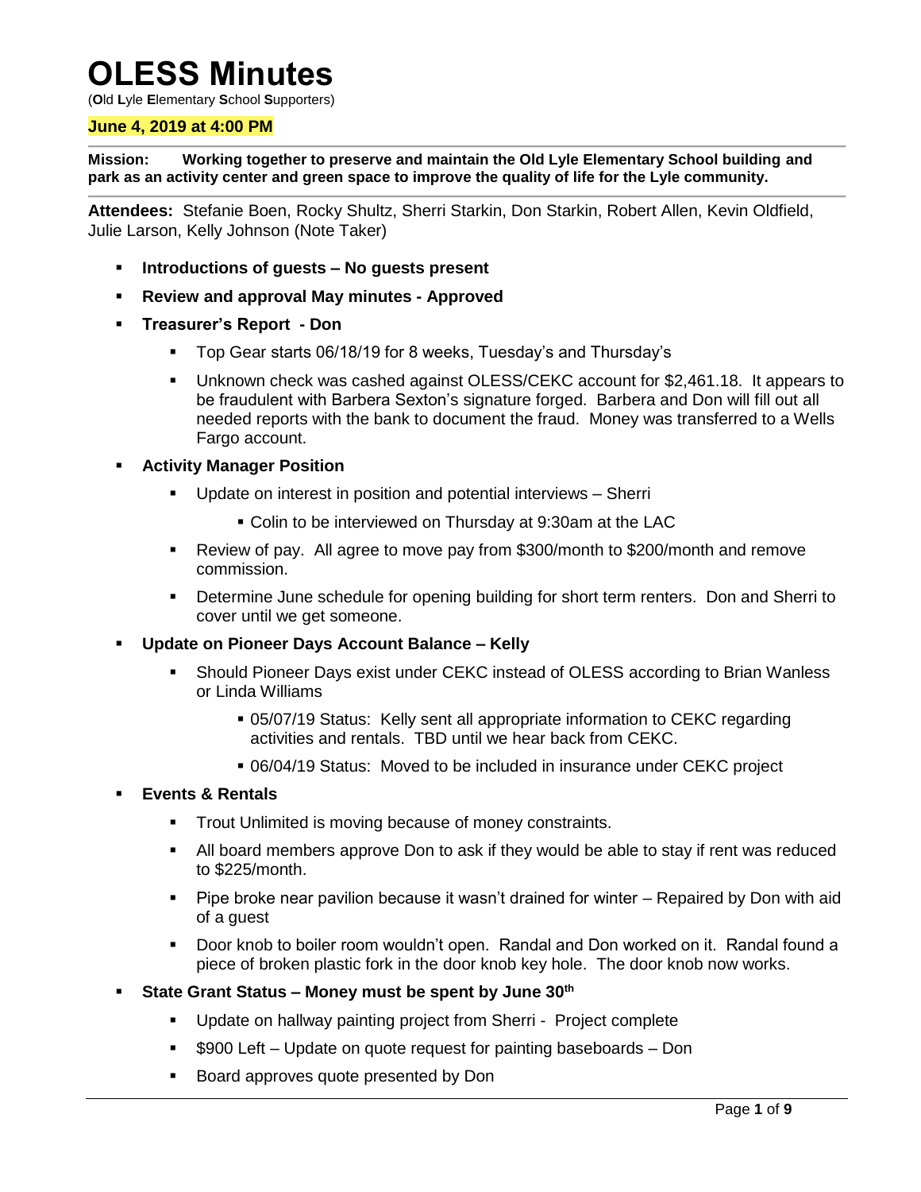# OLESS Minutes

(**O**ld **L**yle **E**lementary **S**chool **S**upporters)

**June 4, 2019 at 4:00 PM**

**Mission: Working together to preserve and maintain the Old Lyle Elementary School building and park as an activity center and green space to improve the quality of life for the Lyle community.**

**Attendees:** Stefanie Boen, Rocky Shultz, Sherri Starkin, Don Starkin, Robert Allen, Kevin Oldfield, Julie Larson, Kelly Johnson (Note Taker)

- **Introductions of guests – No guests present**
- **Review and approval May minutes - Approved**
- **Treasurer's Report - Don**
  - Top Gear starts 06/18/19 for 8 weeks, Tuesday's and Thursday's
  - Unknown check was cashed against OLESS/CEKC account for $2,461.18. It appears to be fraudulent with Barbera Sexton's signature forged. Barbera and Don will fill out all needed reports with the bank to document the fraud. Money was transferred to a Wells Fargo account.
- **Activity Manager Position**
  - Update on interest in position and potential interviews – Sherri
    - Colin to be interviewed on Thursday at 9:30am at the LAC
  - Review of pay. All agree to move pay from $300/month to $200/month and remove commission.
  - Determine June schedule for opening building for short term renters. Don and Sherri to cover until we get someone.
- **Update on Pioneer Days Account Balance – Kelly**
  - Should Pioneer Days exist under CEKC instead of OLESS according to Brian Wanless or Linda Williams
    - 05/07/19 Status: Kelly sent all appropriate information to CEKC regarding activities and rentals. TBD until we hear back from CEKC.
    - 06/04/19 Status: Moved to be included in insurance under CEKC project
- **Events & Rentals**
  - Trout Unlimited is moving because of money constraints.
  - All board members approve Don to ask if they would be able to stay if rent was reduced to $225/month.
  - Pipe broke near pavilion because it wasn't drained for winter – Repaired by Don with aid of a guest
  - Door knob to boiler room wouldn't open. Randal and Don worked on it. Randal found a piece of broken plastic fork in the door knob key hole. The door knob now works.
- **State Grant Status – Money must be spent by June 30th**
  - Update on hallway painting project from Sherri - Project complete
  - $900 Left – Update on quote request for painting baseboards – Don
  - Board approves quote presented by Don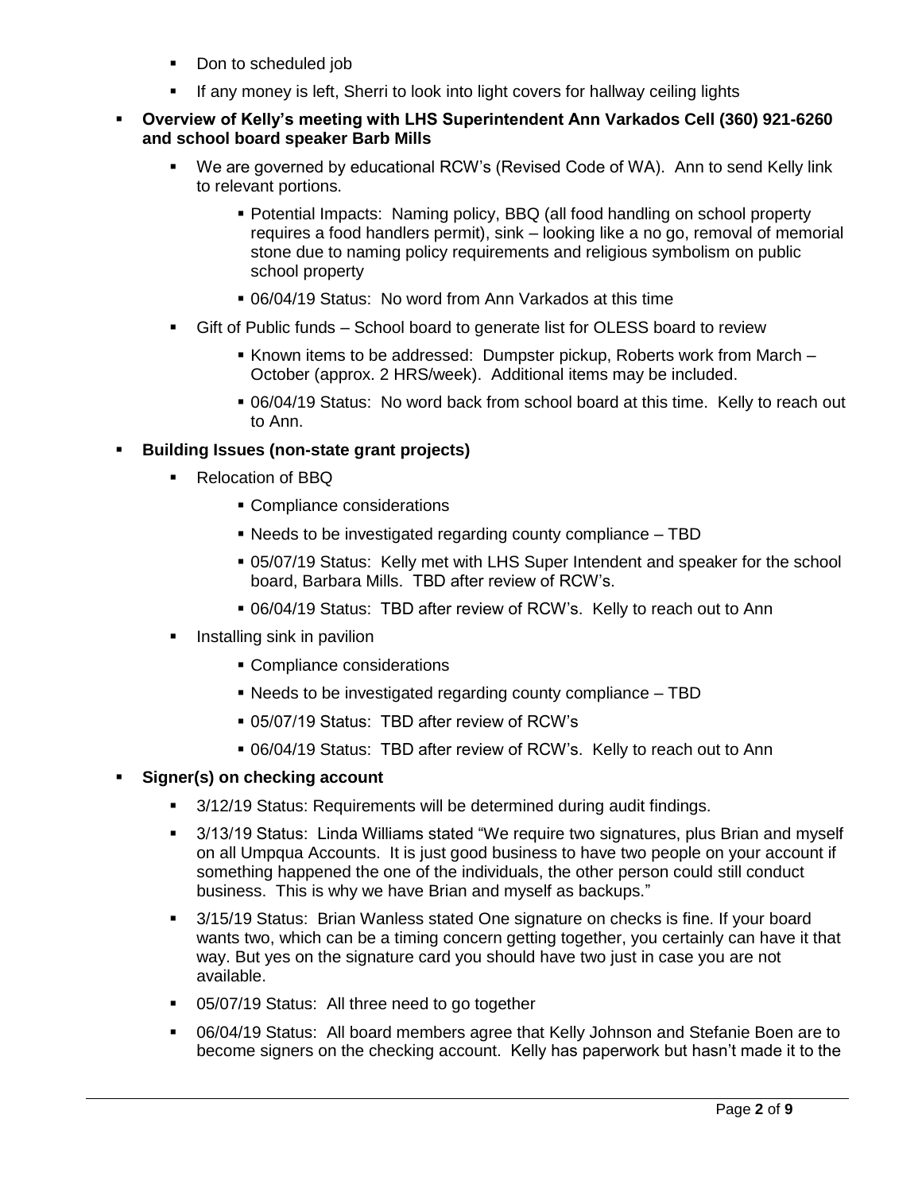- Don to scheduled job
    - If any money is left, Sherri to look into light covers for hallway ceiling lights

- **Overview of Kelly's meeting with LHS Superintendent Ann Varkados Cell (360) 921-6260 and school board speaker Barb Mills**
    - We are governed by educational RCW's (Revised Code of WA). Ann to send Kelly link to relevant portions.
        - Potential Impacts: Naming policy, BBQ (all food handling on school property requires a food handlers permit), sink – looking like a no go, removal of memorial stone due to naming policy requirements and religious symbolism on public school property
        - 06/04/19 Status: No word from Ann Varkados at this time
    - Gift of Public funds – School board to generate list for OLESS board to review
        - Known items to be addressed: Dumpster pickup, Roberts work from March – October (approx. 2 HRS/week). Additional items may be included.
        - 06/04/19 Status: No word back from school board at this time. Kelly to reach out to Ann.

- **Building Issues (non-state grant projects)**
    - Relocation of BBQ
        - Compliance considerations
        - Needs to be investigated regarding county compliance – TBD
        - 05/07/19 Status: Kelly met with LHS Super Intendent and speaker for the school board, Barbara Mills. TBD after review of RCW's.
        - 06/04/19 Status: TBD after review of RCW's. Kelly to reach out to Ann
    - Installing sink in pavilion
        - Compliance considerations
        - Needs to be investigated regarding county compliance – TBD
        - 05/07/19 Status: TBD after review of RCW's
        - 06/04/19 Status: TBD after review of RCW's. Kelly to reach out to Ann

- **Signer(s) on checking account**
    - 3/12/19 Status: Requirements will be determined during audit findings.
    - 3/13/19 Status: Linda Williams stated "We require two signatures, plus Brian and myself on all Umpqua Accounts. It is just good business to have two people on your account if something happened the one of the individuals, the other person could still conduct business. This is why we have Brian and myself as backups."
    - 3/15/19 Status: Brian Wanless stated One signature on checks is fine. If your board wants two, which can be a timing concern getting together, you certainly can have it that way. But yes on the signature card you should have two just in case you are not available.
    - 05/07/19 Status: All three need to go together
    - 06/04/19 Status: All board members agree that Kelly Johnson and Stefanie Boen are to become signers on the checking account. Kelly has paperwork but hasn't made it to the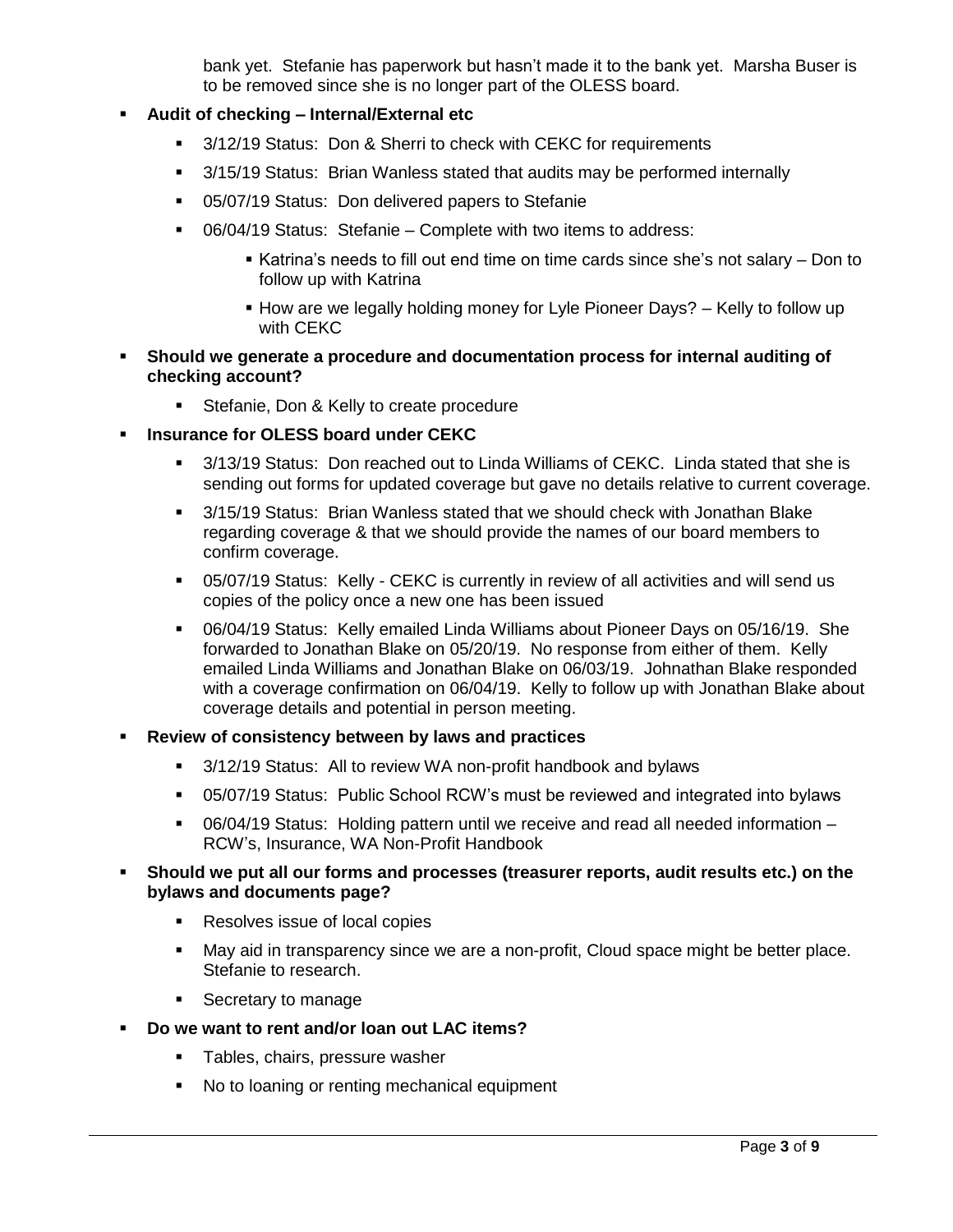bank yet. Stefanie has paperwork but hasn't made it to the bank yet. Marsha Buser is to be removed since she is no longer part of the OLESS board.

- **Audit of checking – Internal/External etc**
  - 3/12/19 Status: Don & Sherri to check with CEKC for requirements
  - 3/15/19 Status: Brian Wanless stated that audits may be performed internally
  - 05/07/19 Status: Don delivered papers to Stefanie
  - 06/04/19 Status: Stefanie – Complete with two items to address:
    - Katrina's needs to fill out end time on time cards since she's not salary – Don to follow up with Katrina
    - How are we legally holding money for Lyle Pioneer Days? – Kelly to follow up with CEKC
- **Should we generate a procedure and documentation process for internal auditing of checking account?**
  - Stefanie, Don & Kelly to create procedure
- **Insurance for OLESS board under CEKC**
  - 3/13/19 Status: Don reached out to Linda Williams of CEKC. Linda stated that she is sending out forms for updated coverage but gave no details relative to current coverage.
  - 3/15/19 Status: Brian Wanless stated that we should check with Jonathan Blake regarding coverage & that we should provide the names of our board members to confirm coverage.
  - 05/07/19 Status: Kelly - CEKC is currently in review of all activities and will send us copies of the policy once a new one has been issued
  - 06/04/19 Status: Kelly emailed Linda Williams about Pioneer Days on 05/16/19. She forwarded to Jonathan Blake on 05/20/19. No response from either of them. Kelly emailed Linda Williams and Jonathan Blake on 06/03/19. Johnathan Blake responded with a coverage confirmation on 06/04/19. Kelly to follow up with Jonathan Blake about coverage details and potential in person meeting.
- **Review of consistency between by laws and practices**
  - 3/12/19 Status: All to review WA non-profit handbook and bylaws
  - 05/07/19 Status: Public School RCW's must be reviewed and integrated into bylaws
  - 06/04/19 Status: Holding pattern until we receive and read all needed information – RCW's, Insurance, WA Non-Profit Handbook
- **Should we put all our forms and processes (treasurer reports, audit results etc.) on the bylaws and documents page?**
  - Resolves issue of local copies
  - May aid in transparency since we are a non-profit, Cloud space might be better place. Stefanie to research.
  - Secretary to manage
- **Do we want to rent and/or loan out LAC items?**
  - Tables, chairs, pressure washer
  - No to loaning or renting mechanical equipment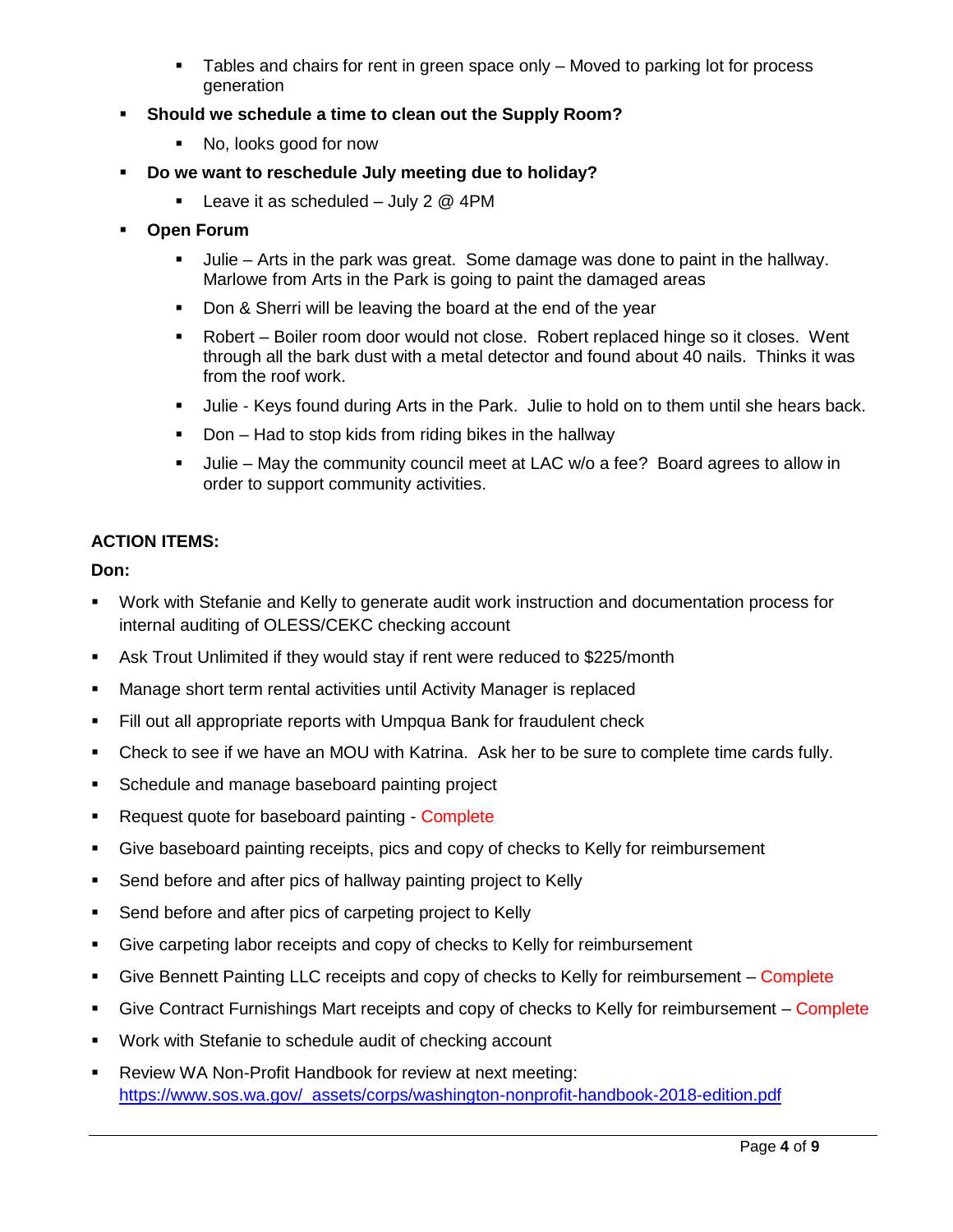- Tables and chairs for rent in green space only – Moved to parking lot for process generation

- **Should we schedule a time to clean out the Supply Room?**
    - No, looks good for now
- **Do we want to reschedule July meeting due to holiday?**
    - Leave it as scheduled – July 2 @ 4PM
- **Open Forum**
    - Julie – Arts in the park was great. Some damage was done to paint in the hallway. Marlowe from Arts in the Park is going to paint the damaged areas
    - Don & Sherri will be leaving the board at the end of the year
    - Robert – Boiler room door would not close. Robert replaced hinge so it closes. Went through all the bark dust with a metal detector and found about 40 nails. Thinks it was from the roof work.
    - Julie - Keys found during Arts in the Park. Julie to hold on to them until she hears back.
    - Don – Had to stop kids from riding bikes in the hallway
    - Julie – May the community council meet at LAC w/o a fee? Board agrees to allow in order to support community activities.

**ACTION ITEMS:**

**Don:**

- Work with Stefanie and Kelly to generate audit work instruction and documentation process for internal auditing of OLESS/CEKC checking account
- Ask Trout Unlimited if they would stay if rent were reduced to $225/month
- Manage short term rental activities until Activity Manager is replaced
- Fill out all appropriate reports with Umpqua Bank for fraudulent check
- Check to see if we have an MOU with Katrina. Ask her to be sure to complete time cards fully.
- Schedule and manage baseboard painting project
- Request quote for baseboard painting - Complete
- Give baseboard painting receipts, pics and copy of checks to Kelly for reimbursement
- Send before and after pics of hallway painting project to Kelly
- Send before and after pics of carpeting project to Kelly
- Give carpeting labor receipts and copy of checks to Kelly for reimbursement
- Give Bennett Painting LLC receipts and copy of checks to Kelly for reimbursement – Complete
- Give Contract Furnishings Mart receipts and copy of checks to Kelly for reimbursement – Complete
- Work with Stefanie to schedule audit of checking account
- Review WA Non-Profit Handbook for review at next meeting: https://www.sos.wa.gov/_assets/corps/washington-nonprofit-handbook-2018-edition.pdf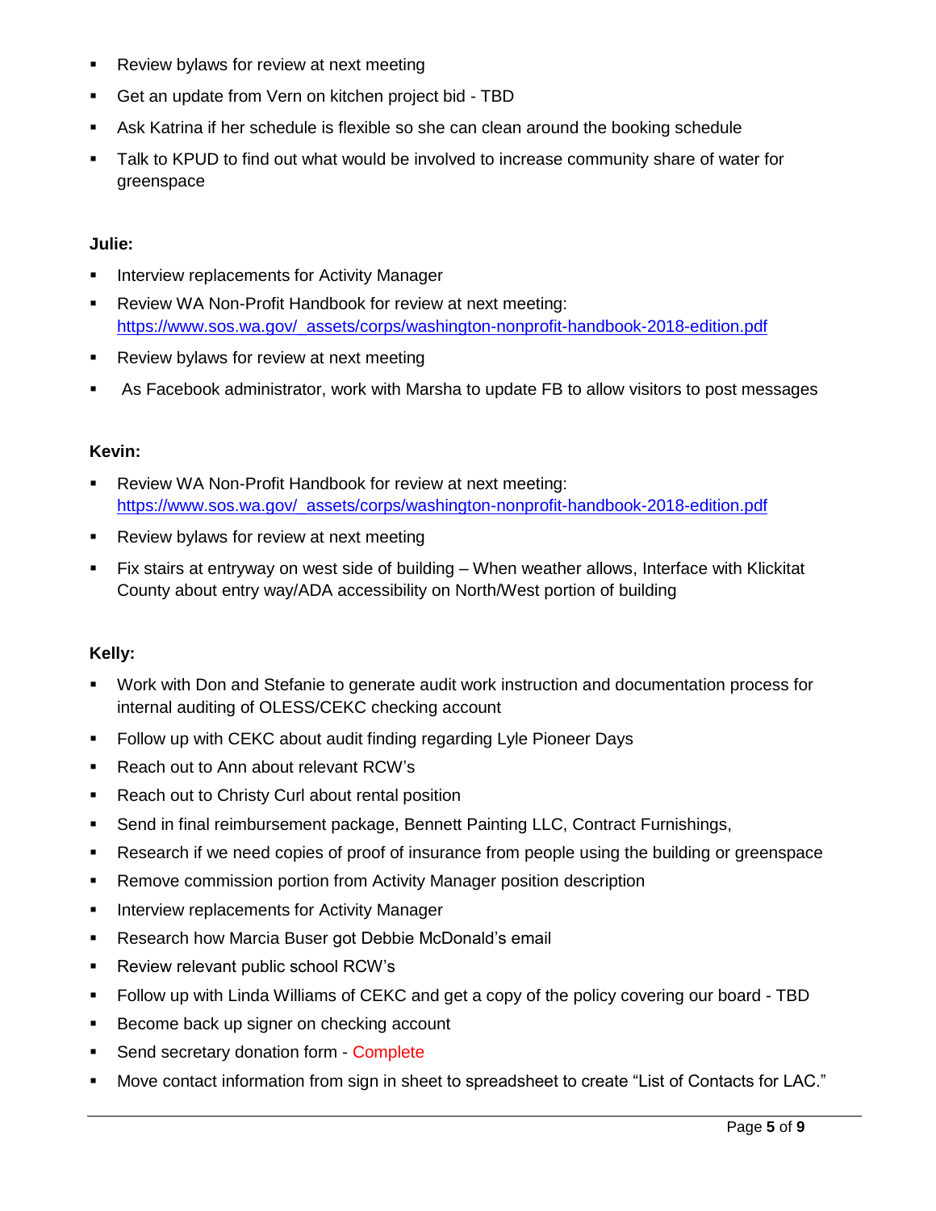- Review bylaws for review at next meeting
- Get an update from Vern on kitchen project bid - TBD
- Ask Katrina if her schedule is flexible so she can clean around the booking schedule
- Talk to KPUD to find out what would be involved to increase community share of water for greenspace

**Julie:**

- Interview replacements for Activity Manager
- Review WA Non-Profit Handbook for review at next meeting: https://www.sos.wa.gov/_assets/corps/washington-nonprofit-handbook-2018-edition.pdf
- Review bylaws for review at next meeting
- As Facebook administrator, work with Marsha to update FB to allow visitors to post messages

**Kevin:**

- Review WA Non-Profit Handbook for review at next meeting: https://www.sos.wa.gov/_assets/corps/washington-nonprofit-handbook-2018-edition.pdf
- Review bylaws for review at next meeting
- Fix stairs at entryway on west side of building – When weather allows, Interface with Klickitat County about entry way/ADA accessibility on North/West portion of building

**Kelly:**

- Work with Don and Stefanie to generate audit work instruction and documentation process for internal auditing of OLESS/CEKC checking account
- Follow up with CEKC about audit finding regarding Lyle Pioneer Days
- Reach out to Ann about relevant RCW's
- Reach out to Christy Curl about rental position
- Send in final reimbursement package, Bennett Painting LLC, Contract Furnishings,
- Research if we need copies of proof of insurance from people using the building or greenspace
- Remove commission portion from Activity Manager position description
- Interview replacements for Activity Manager
- Research how Marcia Buser got Debbie McDonald's email
- Review relevant public school RCW's
- Follow up with Linda Williams of CEKC and get a copy of the policy covering our board - TBD
- Become back up signer on checking account
- Send secretary donation form - Complete
- Move contact information from sign in sheet to spreadsheet to create "List of Contacts for LAC."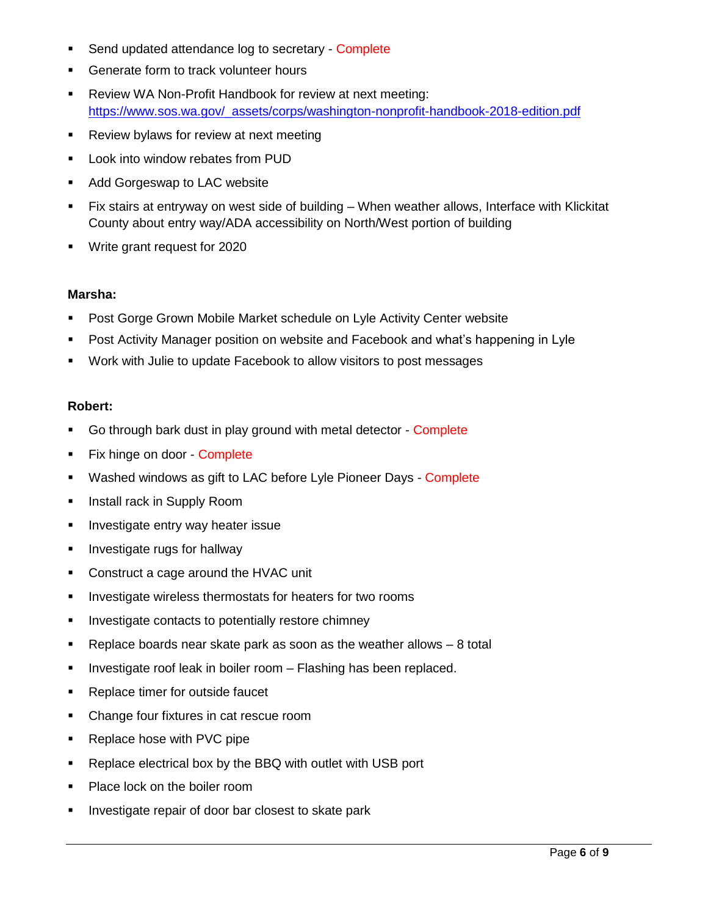- Send updated attendance log to secretary - Complete
- Generate form to track volunteer hours
- Review WA Non-Profit Handbook for review at next meeting: https://www.sos.wa.gov/_assets/corps/washington-nonprofit-handbook-2018-edition.pdf
- Review bylaws for review at next meeting
- Look into window rebates from PUD
- Add Gorgeswap to LAC website
- Fix stairs at entryway on west side of building – When weather allows, Interface with Klickitat County about entry way/ADA accessibility on North/West portion of building
- Write grant request for 2020

**Marsha:**

- Post Gorge Grown Mobile Market schedule on Lyle Activity Center website
- Post Activity Manager position on website and Facebook and what's happening in Lyle
- Work with Julie to update Facebook to allow visitors to post messages

**Robert:**

- Go through bark dust in play ground with metal detector - Complete
- Fix hinge on door - Complete
- Washed windows as gift to LAC before Lyle Pioneer Days - Complete
- Install rack in Supply Room
- Investigate entry way heater issue
- Investigate rugs for hallway
- Construct a cage around the HVAC unit
- Investigate wireless thermostats for heaters for two rooms
- Investigate contacts to potentially restore chimney
- Replace boards near skate park as soon as the weather allows – 8 total
- Investigate roof leak in boiler room – Flashing has been replaced.
- Replace timer for outside faucet
- Change four fixtures in cat rescue room
- Replace hose with PVC pipe
- Replace electrical box by the BBQ with outlet with USB port
- Place lock on the boiler room
- Investigate repair of door bar closest to skate park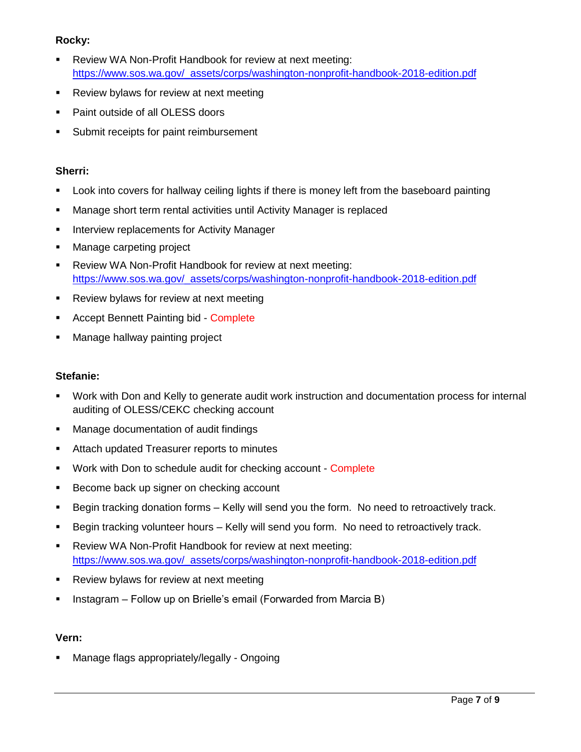**Rocky:**

- Review WA Non-Profit Handbook for review at next meeting: https://www.sos.wa.gov/_assets/corps/washington-nonprofit-handbook-2018-edition.pdf
- Review bylaws for review at next meeting
- Paint outside of all OLESS doors
- Submit receipts for paint reimbursement

**Sherri:**

- Look into covers for hallway ceiling lights if there is money left from the baseboard painting
- Manage short term rental activities until Activity Manager is replaced
- Interview replacements for Activity Manager
- Manage carpeting project
- Review WA Non-Profit Handbook for review at next meeting: https://www.sos.wa.gov/_assets/corps/washington-nonprofit-handbook-2018-edition.pdf
- Review bylaws for review at next meeting
- Accept Bennett Painting bid - Complete
- Manage hallway painting project

**Stefanie:**

- Work with Don and Kelly to generate audit work instruction and documentation process for internal auditing of OLESS/CEKC checking account
- Manage documentation of audit findings
- Attach updated Treasurer reports to minutes
- Work with Don to schedule audit for checking account - Complete
- Become back up signer on checking account
- Begin tracking donation forms – Kelly will send you the form. No need to retroactively track.
- Begin tracking volunteer hours – Kelly will send you form. No need to retroactively track.
- Review WA Non-Profit Handbook for review at next meeting: https://www.sos.wa.gov/_assets/corps/washington-nonprofit-handbook-2018-edition.pdf
- Review bylaws for review at next meeting
- Instagram – Follow up on Brielle's email (Forwarded from Marcia B)

**Vern:**

- Manage flags appropriately/legally - Ongoing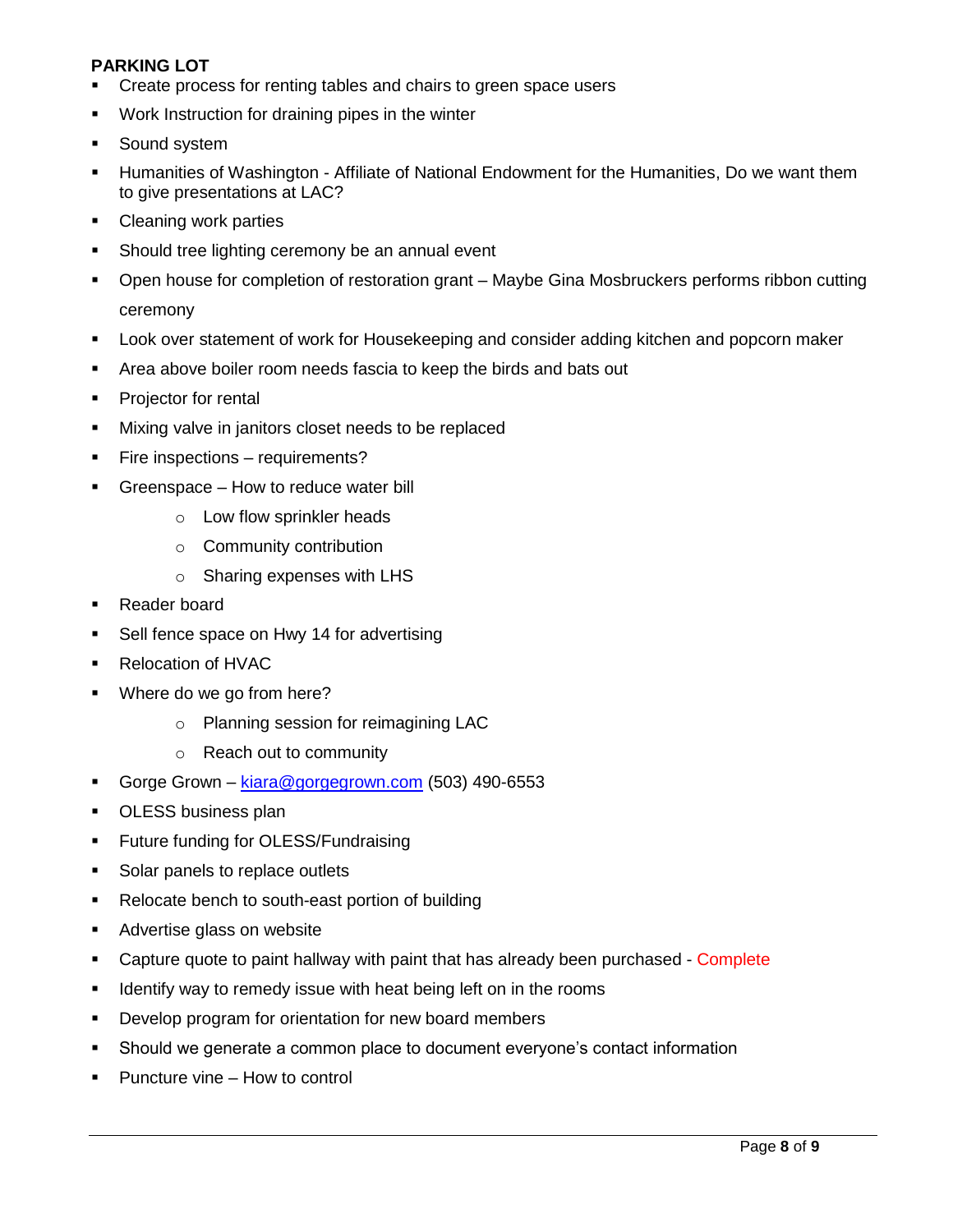**PARKING LOT**

- Create process for renting tables and chairs to green space users
- Work Instruction for draining pipes in the winter
- Sound system
- Humanities of Washington - Affiliate of National Endowment for the Humanities, Do we want them to give presentations at LAC?
- Cleaning work parties
- Should tree lighting ceremony be an annual event
- Open house for completion of restoration grant – Maybe Gina Mosbruckers performs ribbon cutting ceremony
- Look over statement of work for Housekeeping and consider adding kitchen and popcorn maker
- Area above boiler room needs fascia to keep the birds and bats out
- Projector for rental
- Mixing valve in janitors closet needs to be replaced
- Fire inspections – requirements?
- Greenspace – How to reduce water bill
    - Low flow sprinkler heads
    - Community contribution
    - Sharing expenses with LHS
- Reader board
- Sell fence space on Hwy 14 for advertising
- Relocation of HVAC
- Where do we go from here?
    - Planning session for reimagining LAC
    - Reach out to community
- Gorge Grown – kiara@gorgegrown.com (503) 490-6553
- OLESS business plan
- Future funding for OLESS/Fundraising
- Solar panels to replace outlets
- Relocate bench to south-east portion of building
- Advertise glass on website
- Capture quote to paint hallway with paint that has already been purchased - Complete
- Identify way to remedy issue with heat being left on in the rooms
- Develop program for orientation for new board members
- Should we generate a common place to document everyone's contact information
- Puncture vine – How to control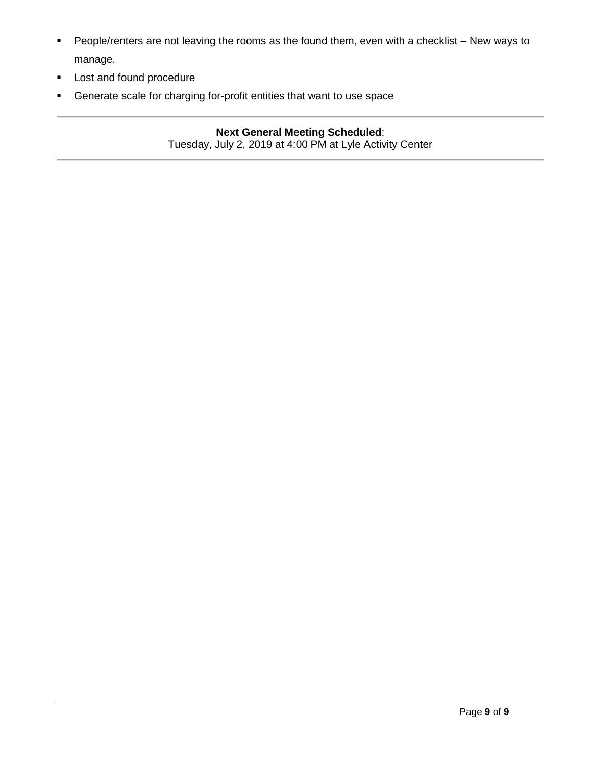- People/renters are not leaving the rooms as the found them, even with a checklist – New ways to manage.
- Lost and found procedure
- Generate scale for charging for-profit entities that want to use space

---

**Next General Meeting Scheduled**:
Tuesday, July 2, 2019 at 4:00 PM at Lyle Activity Center

---